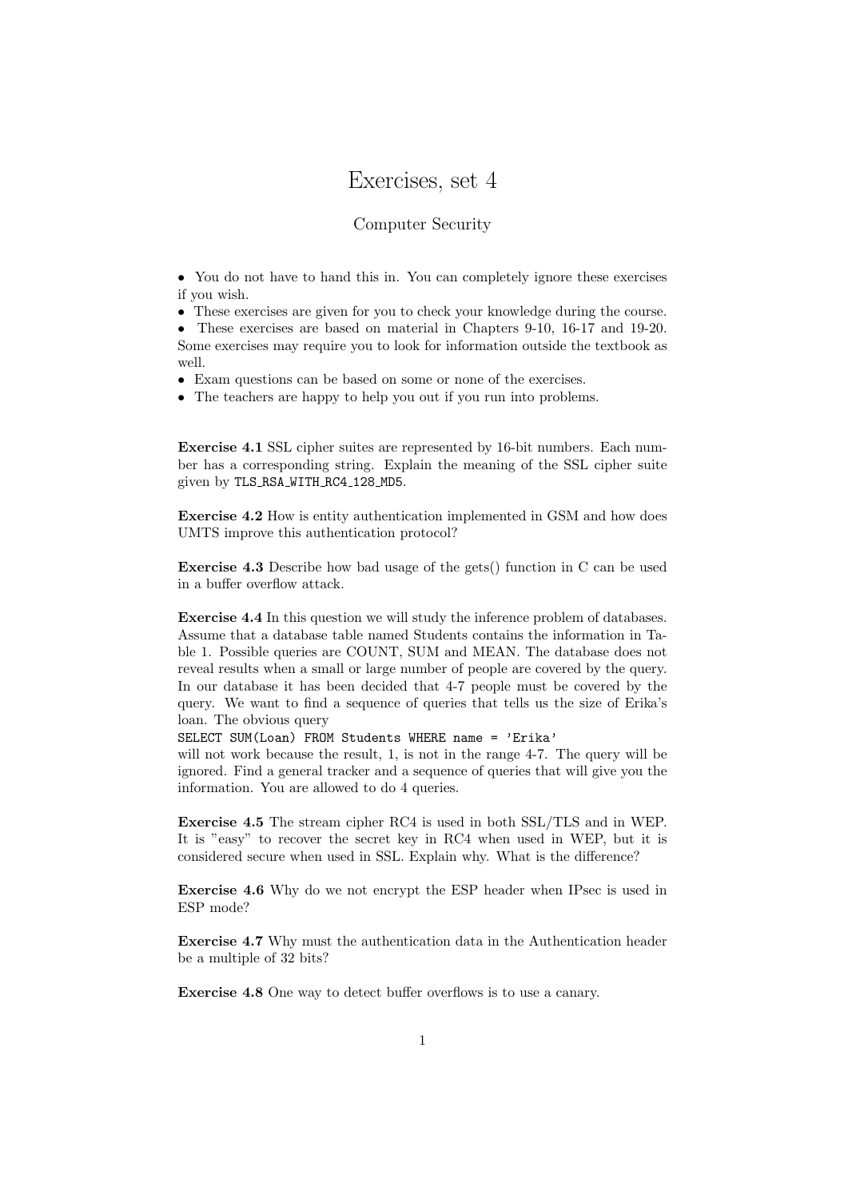# Exercises, set 4

Computer Security

- You do not have to hand this in. You can completely ignore these exercises if you wish.
- These exercises are given for you to check your knowledge during the course.
- These exercises are based on material in Chapters 9-10, 16-17 and 19-20. Some exercises may require you to look for information outside the textbook as well.
- Exam questions can be based on some or none of the exercises.
- The teachers are happy to help you out if you run into problems.

**Exercise 4.1** SSL cipher suites are represented by 16-bit numbers. Each number has a corresponding string. Explain the meaning of the SSL cipher suite given by `TLS_RSA_WITH_RC4_128_MD5`.

**Exercise 4.2** How is entity authentication implemented in GSM and how does UMTS improve this authentication protocol?

**Exercise 4.3** Describe how bad usage of the gets() function in C can be used in a buffer overflow attack.

**Exercise 4.4** In this question we will study the inference problem of databases. Assume that a database table named Students contains the information in Table 1. Possible queries are COUNT, SUM and MEAN. The database does not reveal results when a small or large number of people are covered by the query. In our database it has been decided that 4-7 people must be covered by the query. We want to find a sequence of queries that tells us the size of Erika's loan. The obvious query

```
SELECT SUM(Loan) FROM Students WHERE name = 'Erika'
```

will not work because the result, 1, is not in the range 4-7. The query will be ignored. Find a general tracker and a sequence of queries that will give you the information. You are allowed to do 4 queries.

**Exercise 4.5** The stream cipher RC4 is used in both SSL/TLS and in WEP. It is "easy" to recover the secret key in RC4 when used in WEP, but it is considered secure when used in SSL. Explain why. What is the difference?

**Exercise 4.6** Why do we not encrypt the ESP header when IPsec is used in ESP mode?

**Exercise 4.7** Why must the authentication data in the Authentication header be a multiple of 32 bits?

**Exercise 4.8** One way to detect buffer overflows is to use a canary.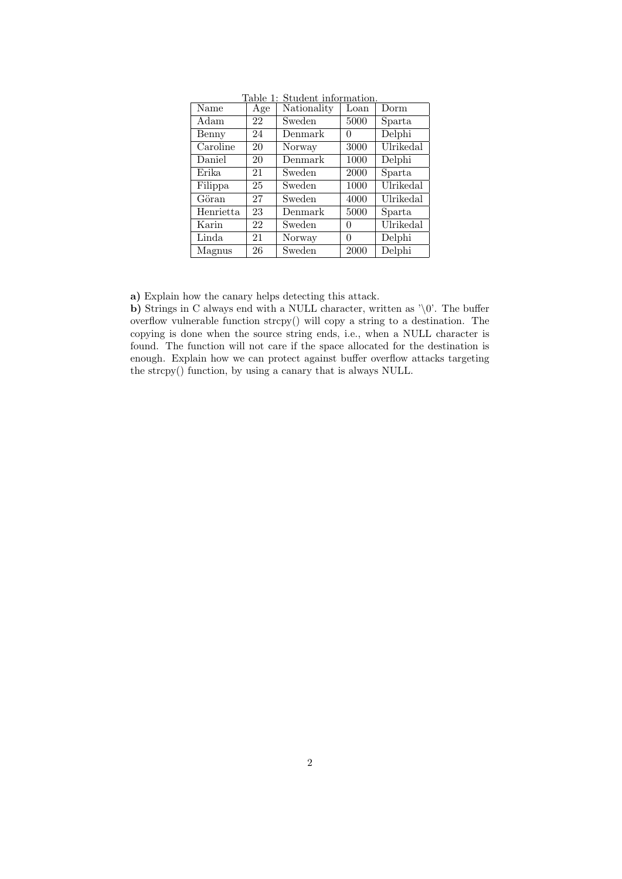Table 1: Student information.

| Name | Age | Nationality | Loan | Dorm |
|---|---|---|---|---|
| Adam | 22 | Sweden | 5000 | Sparta |
| Benny | 24 | Denmark | 0 | Delphi |
| Caroline | 20 | Norway | 3000 | Ulrikedal |
| Daniel | 20 | Denmark | 1000 | Delphi |
| Erika | 21 | Sweden | 2000 | Sparta |
| Filippa | 25 | Sweden | 1000 | Ulrikedal |
| Göran | 27 | Sweden | 4000 | Ulrikedal |
| Henrietta | 23 | Denmark | 5000 | Sparta |
| Karin | 22 | Sweden | 0 | Ulrikedal |
| Linda | 21 | Norway | 0 | Delphi |
| Magnus | 26 | Sweden | 2000 | Delphi |

**a)** Explain how the canary helps detecting this attack.

**b)** Strings in C always end with a NULL character, written as '\0'. The buffer overflow vulnerable function strcpy() will copy a string to a destination. The copying is done when the source string ends, i.e., when a NULL character is found. The function will not care if the space allocated for the destination is enough. Explain how we can protect against buffer overflow attacks targeting the strcpy() function, by using a canary that is always NULL.